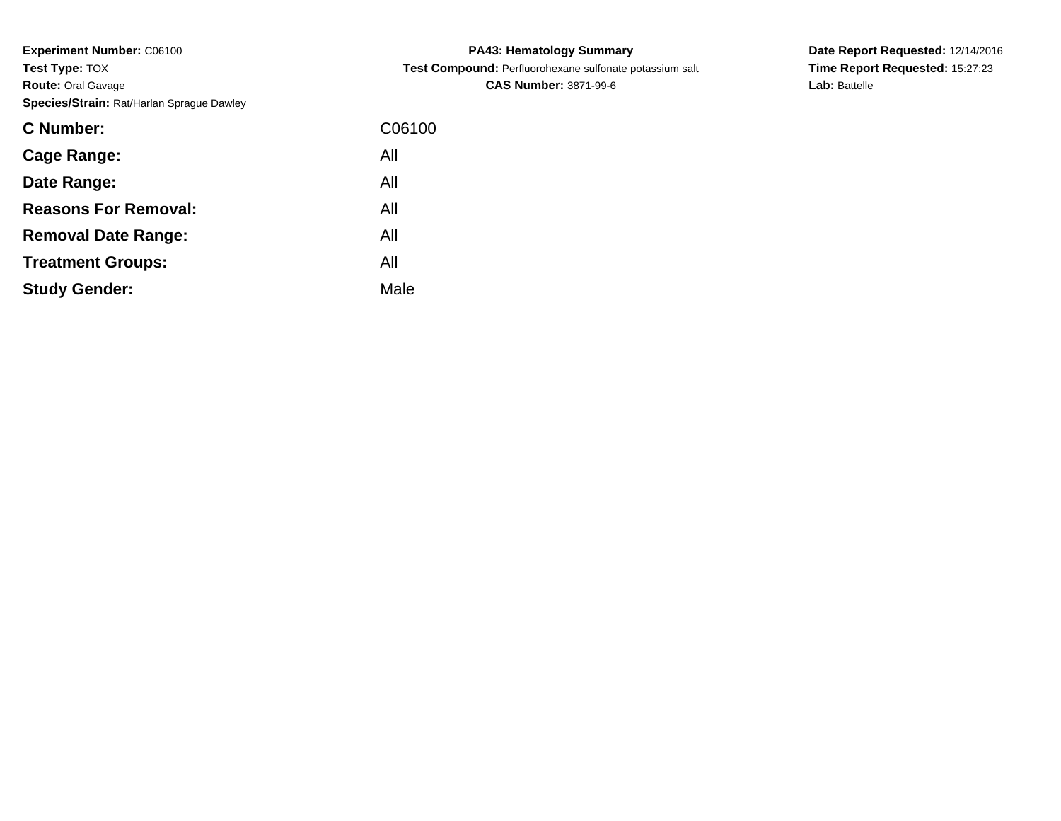**Experiment Number:** C06100
**Test Type:** TOX
**Route:** Oral Gavage
**Species/Strain:** Rat/Harlan Sprague Dawley

**PA43: Hematology Summary**
**Test Compound:** Perfluorohexane sulfonate potassium salt
**CAS Number:** 3871-99-6

**Date Report Requested:** 12/14/2016
**Time Report Requested:** 15:27:23
**Lab:** Battelle

| | |
|---|---|
| **C Number:** | C06100 |
| **Cage Range:** | All |
| **Date Range:** | All |
| **Reasons For Removal:** | All |
| **Removal Date Range:** | All |
| **Treatment Groups:** | All |
| **Study Gender:** | Male |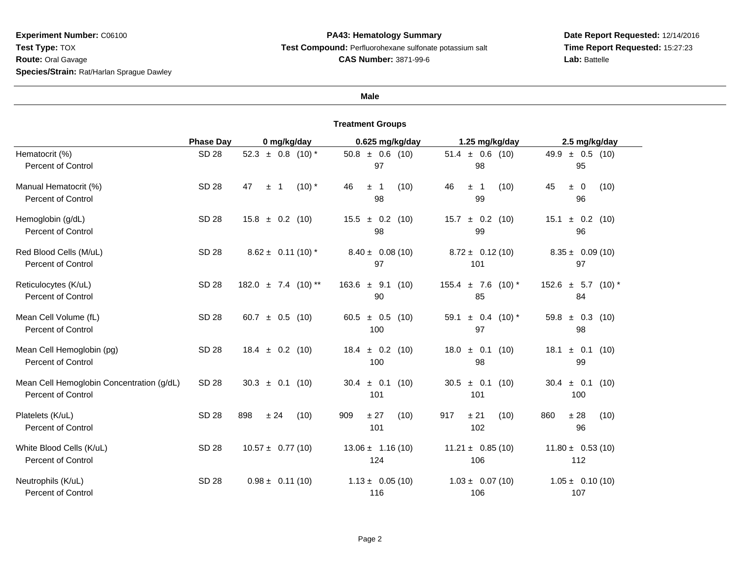**Experiment Number:** C06100
**Test Type:** TOX
**Route:** Oral Gavage
**Species/Strain:** Rat/Harlan Sprague Dawley

**PA43: Hematology Summary**
**Test Compound:** Perfluorohexane sulfonate potassium salt
**CAS Number:** 3871-99-6

**Date Report Requested:** 12/14/2016
**Time Report Requested:** 15:27:23
**Lab:** Battelle

**Male**

| | Phase Day | Treatment Groups | | | |
|---|---|---|---|---|---|
| | | 0 mg/kg/day | 0.625 mg/kg/day | 1.25 mg/kg/day | 2.5 mg/kg/day |
| Hematocrit (%) | SD 28 | 52.3 ± 0.8 (10) * | 50.8 ± 0.6 (10) | 51.4 ± 0.6 (10) | 49.9 ± 0.5 (10) |
| Percent of Control | | | 97 | 98 | 95 |
| Manual Hematocrit (%) | SD 28 | 47 ± 1 (10) * | 46 ± 1 (10) | 46 ± 1 (10) | 45 ± 0 (10) |
| Percent of Control | | | 98 | 99 | 96 |
| Hemoglobin (g/dL) | SD 28 | 15.8 ± 0.2 (10) | 15.5 ± 0.2 (10) | 15.7 ± 0.2 (10) | 15.1 ± 0.2 (10) |
| Percent of Control | | | 98 | 99 | 96 |
| Red Blood Cells (M/uL) | SD 28 | 8.62 ± 0.11 (10) * | 8.40 ± 0.08 (10) | 8.72 ± 0.12 (10) | 8.35 ± 0.09 (10) |
| Percent of Control | | | 97 | 101 | 97 |
| Reticulocytes (K/uL) | SD 28 | 182.0 ± 7.4 (10) ** | 163.6 ± 9.1 (10) | 155.4 ± 7.6 (10) * | 152.6 ± 5.7 (10) * |
| Percent of Control | | | 90 | 85 | 84 |
| Mean Cell Volume (fL) | SD 28 | 60.7 ± 0.5 (10) | 60.5 ± 0.5 (10) | 59.1 ± 0.4 (10) * | 59.8 ± 0.3 (10) |
| Percent of Control | | | 100 | 97 | 98 |
| Mean Cell Hemoglobin (pg) | SD 28 | 18.4 ± 0.2 (10) | 18.4 ± 0.2 (10) | 18.0 ± 0.1 (10) | 18.1 ± 0.1 (10) |
| Percent of Control | | | 100 | 98 | 99 |
| Mean Cell Hemoglobin Concentration (g/dL) | SD 28 | 30.3 ± 0.1 (10) | 30.4 ± 0.1 (10) | 30.5 ± 0.1 (10) | 30.4 ± 0.1 (10) |
| Percent of Control | | | 101 | 101 | 100 |
| Platelets (K/uL) | SD 28 | 898 ± 24 (10) | 909 ± 27 (10) | 917 ± 21 (10) | 860 ± 28 (10) |
| Percent of Control | | | 101 | 102 | 96 |
| White Blood Cells (K/uL) | SD 28 | 10.57 ± 0.77 (10) | 13.06 ± 1.16 (10) | 11.21 ± 0.85 (10) | 11.80 ± 0.53 (10) |
| Percent of Control | | | 124 | 106 | 112 |
| Neutrophils (K/uL) | SD 28 | 0.98 ± 0.11 (10) | 1.13 ± 0.05 (10) | 1.03 ± 0.07 (10) | 1.05 ± 0.10 (10) |
| Percent of Control | | | 116 | 106 | 107 |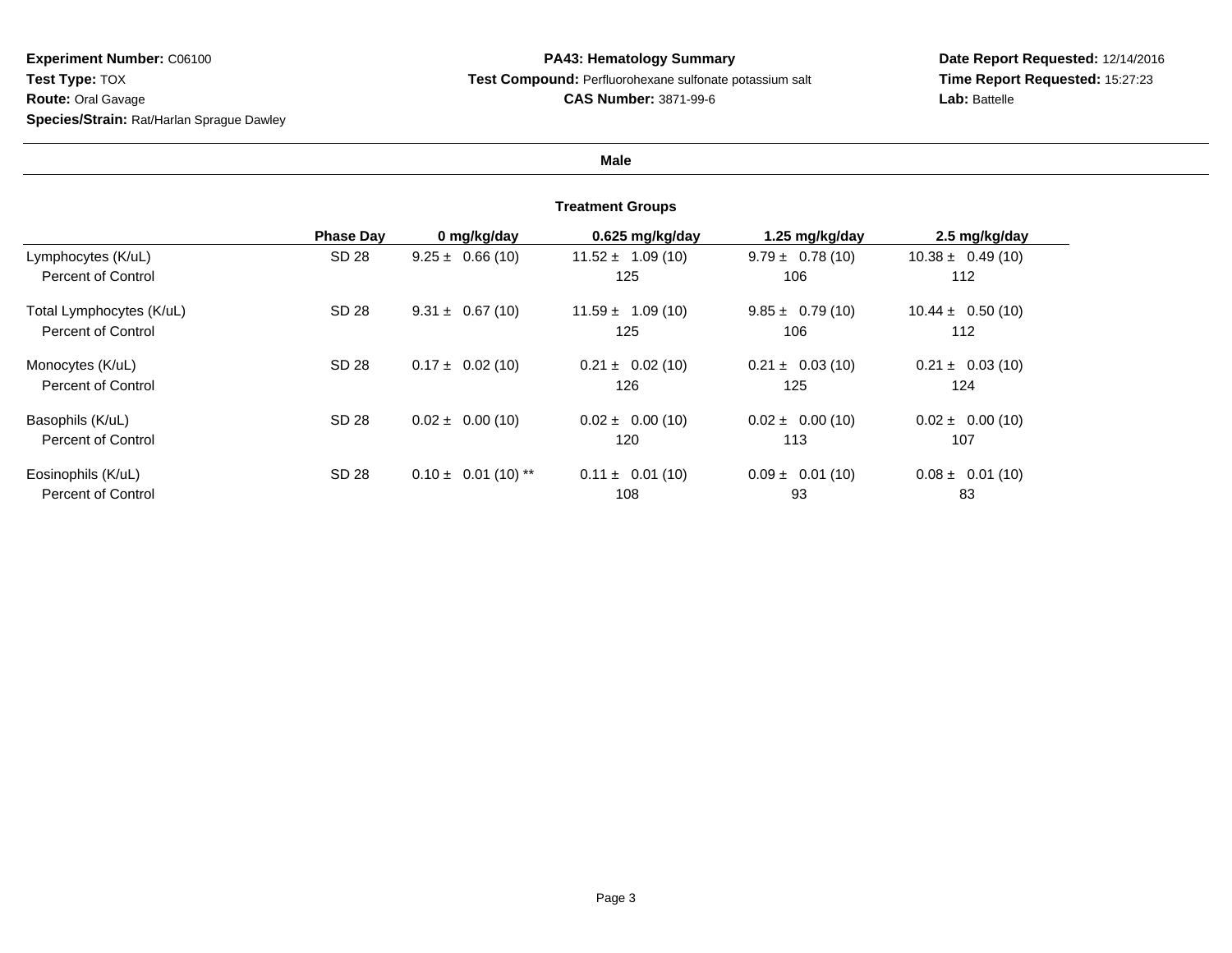**Experiment Number:** C06100
**Test Type:** TOX
**Route:** Oral Gavage
**Species/Strain:** Rat/Harlan Sprague Dawley

**PA43: Hematology Summary**
**Test Compound:** Perfluorohexane sulfonate potassium salt
**CAS Number:** 3871-99-6

**Date Report Requested:** 12/14/2016
**Time Report Requested:** 15:27:23
**Lab:** Battelle

**Male**

**Treatment Groups**

| | Phase Day | 0 mg/kg/day | 0.625 mg/kg/day | 1.25 mg/kg/day | 2.5 mg/kg/day |
|---|---|---|---|---|---|
| Lymphocytes (K/uL) | SD 28 | 9.25 ± 0.66 (10) | 11.52 ± 1.09 (10) | 9.79 ± 0.78 (10) | 10.38 ± 0.49 (10) |
| Percent of Control | | | 125 | 106 | 112 |
| Total Lymphocytes (K/uL) | SD 28 | 9.31 ± 0.67 (10) | 11.59 ± 1.09 (10) | 9.85 ± 0.79 (10) | 10.44 ± 0.50 (10) |
| Percent of Control | | | 125 | 106 | 112 |
| Monocytes (K/uL) | SD 28 | 0.17 ± 0.02 (10) | 0.21 ± 0.02 (10) | 0.21 ± 0.03 (10) | 0.21 ± 0.03 (10) |
| Percent of Control | | | 126 | 125 | 124 |
| Basophils (K/uL) | SD 28 | 0.02 ± 0.00 (10) | 0.02 ± 0.00 (10) | 0.02 ± 0.00 (10) | 0.02 ± 0.00 (10) |
| Percent of Control | | | 120 | 113 | 107 |
| Eosinophils (K/uL) | SD 28 | 0.10 ± 0.01 (10) ** | 0.11 ± 0.01 (10) | 0.09 ± 0.01 (10) | 0.08 ± 0.01 (10) |
| Percent of Control | | | 108 | 93 | 83 |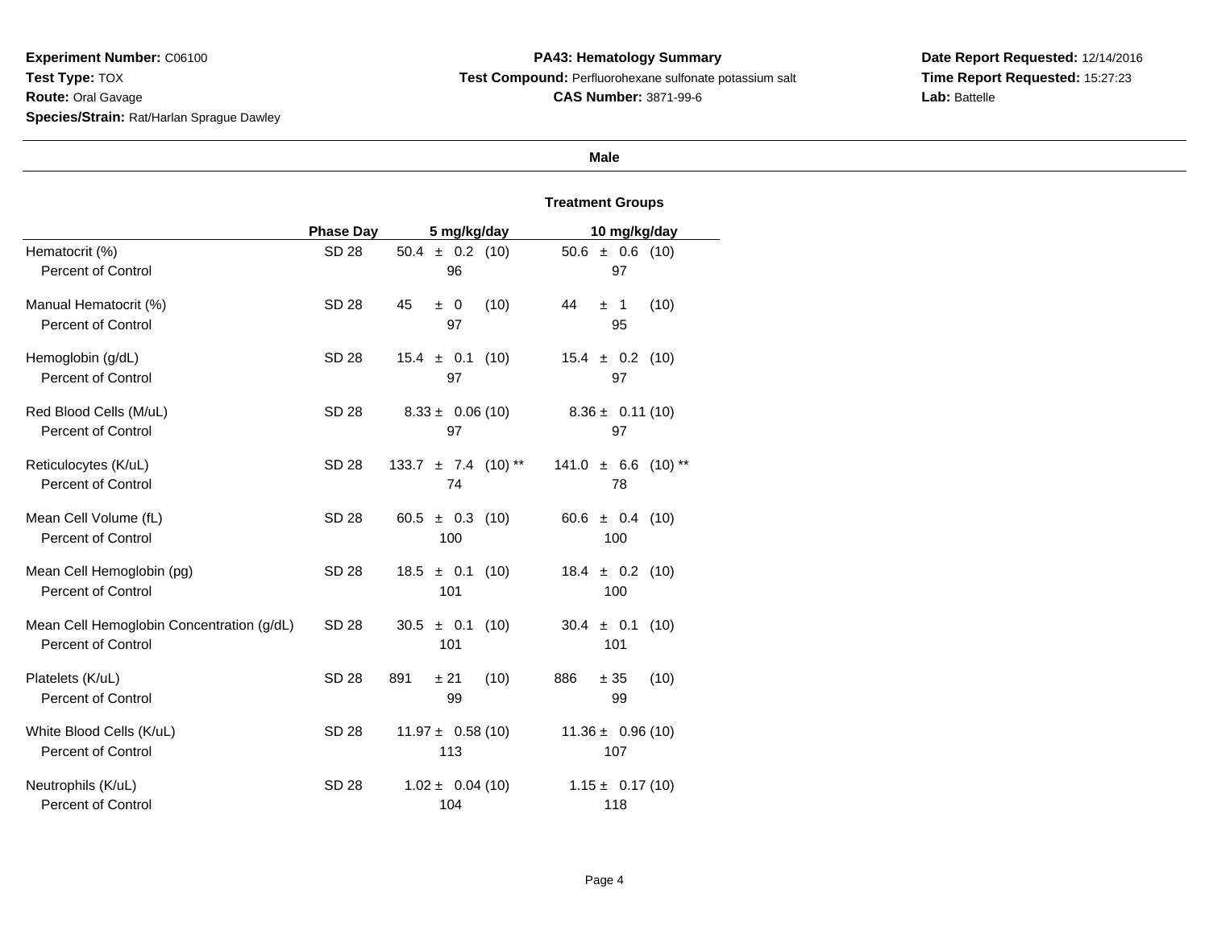**Experiment Number:** C06100
**Test Type:** TOX
**Route:** Oral Gavage
**Species/Strain:** Rat/Harlan Sprague Dawley

**PA43: Hematology Summary**
**Test Compound:** Perfluorohexane sulfonate potassium salt
**CAS Number:** 3871-99-6

**Date Report Requested:** 12/14/2016
**Time Report Requested:** 15:27:23
**Lab:** Battelle

**Male**

| | Phase Day | Treatment Groups | |
|---|---|---|---|
| | | **5 mg/kg/day** | **10 mg/kg/day** |
| Hematocrit (%) | SD 28 | 50.4 ± 0.2 (10) | 50.6 ± 0.6 (10) |
| Percent of Control | | 96 | 97 |
| Manual Hematocrit (%) | SD 28 | 45 ± 0 (10) | 44 ± 1 (10) |
| Percent of Control | | 97 | 95 |
| Hemoglobin (g/dL) | SD 28 | 15.4 ± 0.1 (10) | 15.4 ± 0.2 (10) |
| Percent of Control | | 97 | 97 |
| Red Blood Cells (M/uL) | SD 28 | 8.33 ± 0.06 (10) | 8.36 ± 0.11 (10) |
| Percent of Control | | 97 | 97 |
| Reticulocytes (K/uL) | SD 28 | 133.7 ± 7.4 (10) ** | 141.0 ± 6.6 (10) ** |
| Percent of Control | | 74 | 78 |
| Mean Cell Volume (fL) | SD 28 | 60.5 ± 0.3 (10) | 60.6 ± 0.4 (10) |
| Percent of Control | | 100 | 100 |
| Mean Cell Hemoglobin (pg) | SD 28 | 18.5 ± 0.1 (10) | 18.4 ± 0.2 (10) |
| Percent of Control | | 101 | 100 |
| Mean Cell Hemoglobin Concentration (g/dL) | SD 28 | 30.5 ± 0.1 (10) | 30.4 ± 0.1 (10) |
| Percent of Control | | 101 | 101 |
| Platelets (K/uL) | SD 28 | 891 ± 21 (10) | 886 ± 35 (10) |
| Percent of Control | | 99 | 99 |
| White Blood Cells (K/uL) | SD 28 | 11.97 ± 0.58 (10) | 11.36 ± 0.96 (10) |
| Percent of Control | | 113 | 107 |
| Neutrophils (K/uL) | SD 28 | 1.02 ± 0.04 (10) | 1.15 ± 0.17 (10) |
| Percent of Control | | 104 | 118 |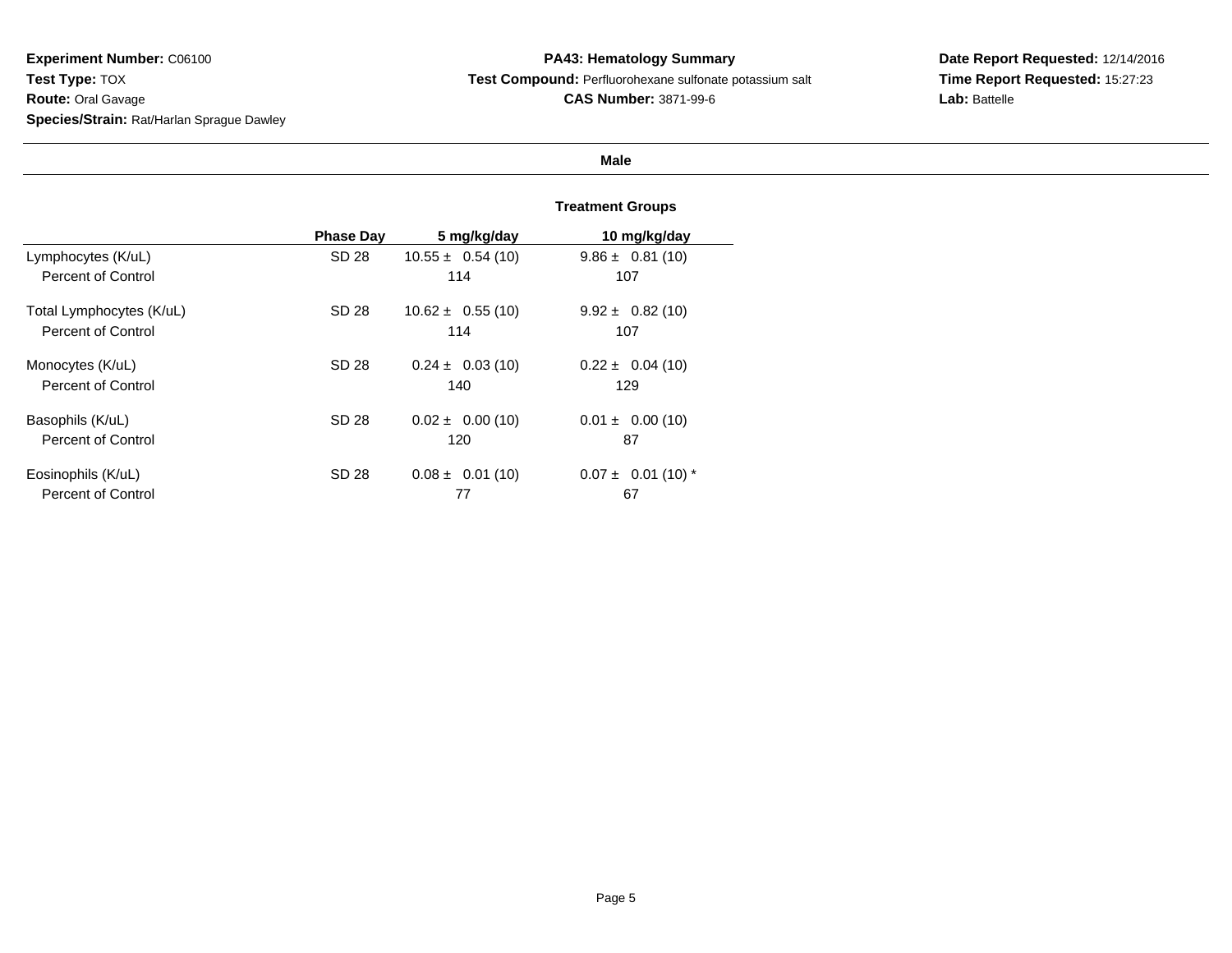**Experiment Number:** C06100
**Test Type:** TOX
**Route:** Oral Gavage
**Species/Strain:** Rat/Harlan Sprague Dawley

**PA43: Hematology Summary**
**Test Compound:** Perfluorohexane sulfonate potassium salt
**CAS Number:** 3871-99-6

**Date Report Requested:** 12/14/2016
**Time Report Requested:** 15:27:23
**Lab:** Battelle

**Male**

**Treatment Groups**

| | Phase Day | 5 mg/kg/day | 10 mg/kg/day |
|---|---|---|---|
| Lymphocytes (K/uL) | SD 28 | 10.55 ± 0.54 (10) | 9.86 ± 0.81 (10) |
| Percent of Control | | 114 | 107 |
| Total Lymphocytes (K/uL) | SD 28 | 10.62 ± 0.55 (10) | 9.92 ± 0.82 (10) |
| Percent of Control | | 114 | 107 |
| Monocytes (K/uL) | SD 28 | 0.24 ± 0.03 (10) | 0.22 ± 0.04 (10) |
| Percent of Control | | 140 | 129 |
| Basophils (K/uL) | SD 28 | 0.02 ± 0.00 (10) | 0.01 ± 0.00 (10) |
| Percent of Control | | 120 | 87 |
| Eosinophils (K/uL) | SD 28 | 0.08 ± 0.01 (10) | 0.07 ± 0.01 (10) * |
| Percent of Control | | 77 | 67 |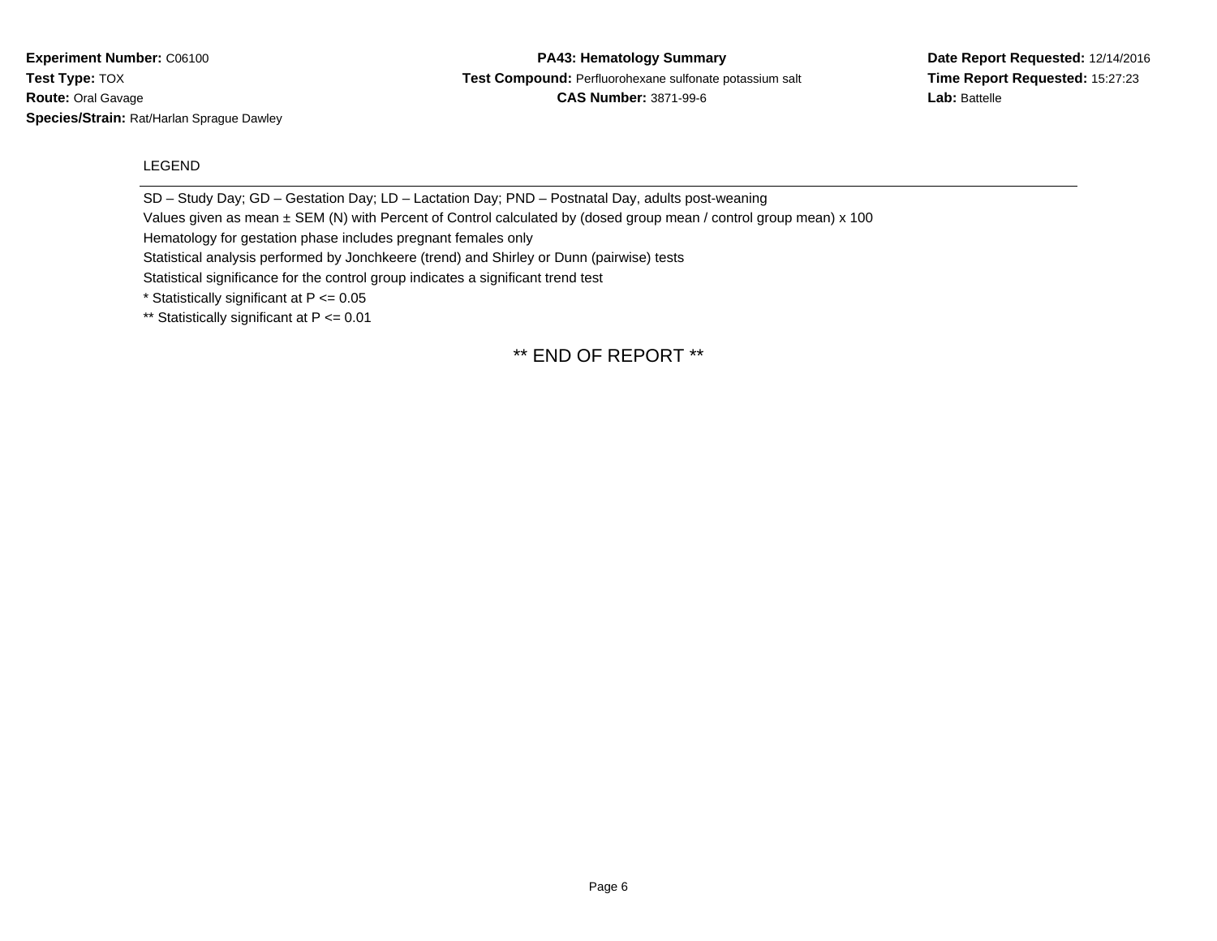LEGEND

SD – Study Day; GD – Gestation Day; LD – Lactation Day; PND – Postnatal Day, adults post-weaning

Values given as mean ± SEM (N) with Percent of Control calculated by (dosed group mean / control group mean) x 100

Hematology for gestation phase includes pregnant females only

Statistical analysis performed by Jonchkeere (trend) and Shirley or Dunn (pairwise) tests

Statistical significance for the control group indicates a significant trend test

* Statistically significant at P <= 0.05

** Statistically significant at P <= 0.01

** END OF REPORT **